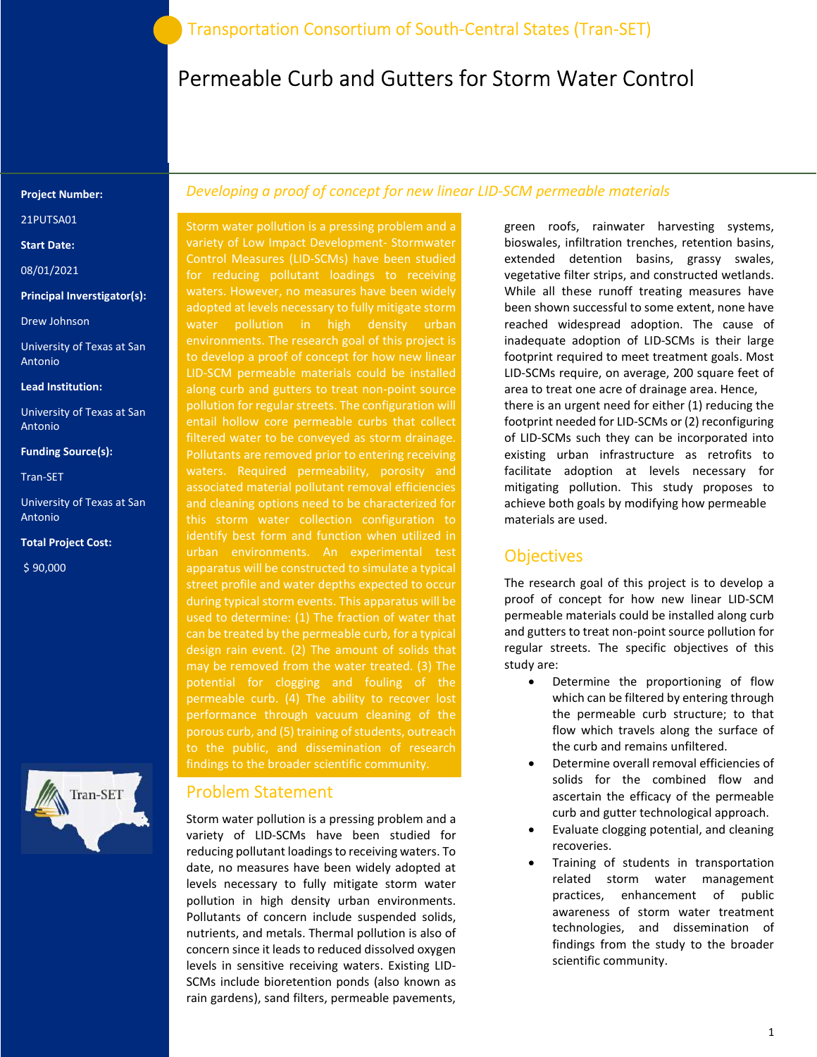Transportation Consortium of South-Central States (Tran-SET)

# Permeable Curb and Gutters for Storm Water Control

**Project Number:**

21PUTSA01

**Start Date:**

08/01/2021

**Principal Inverstigator(s):**

Drew Johnson

University of Texas at San Antonio

**Lead Institution:**

University of Texas at San Antonio

**Funding Source(s):**

Tran-SET

University of Texas at San Antonio

**Total Project Cost:**

$ 90,000

*Developing a proof of concept for new linear LID-SCM permeable materials*

Storm water pollution is a pressing problem and a variety of Low Impact Development- Stormwater Control Measures (LID-SCMs) have been studied for reducing pollutant loadings to receiving waters. However, no measures have been widely adopted at levels necessary to fully mitigate storm water pollution in high density urban environments. The research goal of this project is to develop a proof of concept for how new linear LID-SCM permeable materials could be installed along curb and gutters to treat non-point source pollution for regular streets. The configuration will entail hollow core permeable curbs that collect filtered water to be conveyed as storm drainage. Pollutants are removed prior to entering receiving waters. Required permeability, porosity and associated material pollutant removal efficiencies and cleaning options need to be characterized for this storm water collection configuration to identify best form and function when utilized in urban environments. An experimental test apparatus will be constructed to simulate a typical street profile and water depths expected to occur during typical storm events. This apparatus will be used to determine: (1) The fraction of water that can be treated by the permeable curb, for a typical design rain event. (2) The amount of solids that may be removed from the water treated. (3) The potential for clogging and fouling of the permeable curb. (4) The ability to recover lost performance through vacuum cleaning of the porous curb, and (5) training of students, outreach to the public, and dissemination of research findings to the broader scientific community.

## Problem Statement

Storm water pollution is a pressing problem and a variety of LID-SCMs have been studied for reducing pollutant loadings to receiving waters. To date, no measures have been widely adopted at levels necessary to fully mitigate storm water pollution in high density urban environments. Pollutants of concern include suspended solids, nutrients, and metals. Thermal pollution is also of concern since it leads to reduced dissolved oxygen levels in sensitive receiving waters. Existing LID-SCMs include bioretention ponds (also known as rain gardens), sand filters, permeable pavements, green roofs, rainwater harvesting systems, bioswales, infiltration trenches, retention basins, extended detention basins, grassy swales, vegetative filter strips, and constructed wetlands. While all these runoff treating measures have been shown successful to some extent, none have reached widespread adoption. The cause of inadequate adoption of LID-SCMs is their large footprint required to meet treatment goals. Most LID-SCMs require, on average, 200 square feet of area to treat one acre of drainage area. Hence, there is an urgent need for either (1) reducing the footprint needed for LID-SCMs or (2) reconfiguring of LID-SCMs such they can be incorporated into existing urban infrastructure as retrofits to facilitate adoption at levels necessary for mitigating pollution. This study proposes to achieve both goals by modifying how permeable materials are used.

## Objectives

The research goal of this project is to develop a proof of concept for how new linear LID-SCM permeable materials could be installed along curb and gutters to treat non-point source pollution for regular streets. The specific objectives of this study are:

- Determine the proportioning of flow which can be filtered by entering through the permeable curb structure; to that flow which travels along the surface of the curb and remains unfiltered.
- Determine overall removal efficiencies of solids for the combined flow and ascertain the efficacy of the permeable curb and gutter technological approach.
- Evaluate clogging potential, and cleaning recoveries.
- Training of students in transportation related storm water management practices, enhancement of public awareness of storm water treatment technologies, and dissemination of findings from the study to the broader scientific community.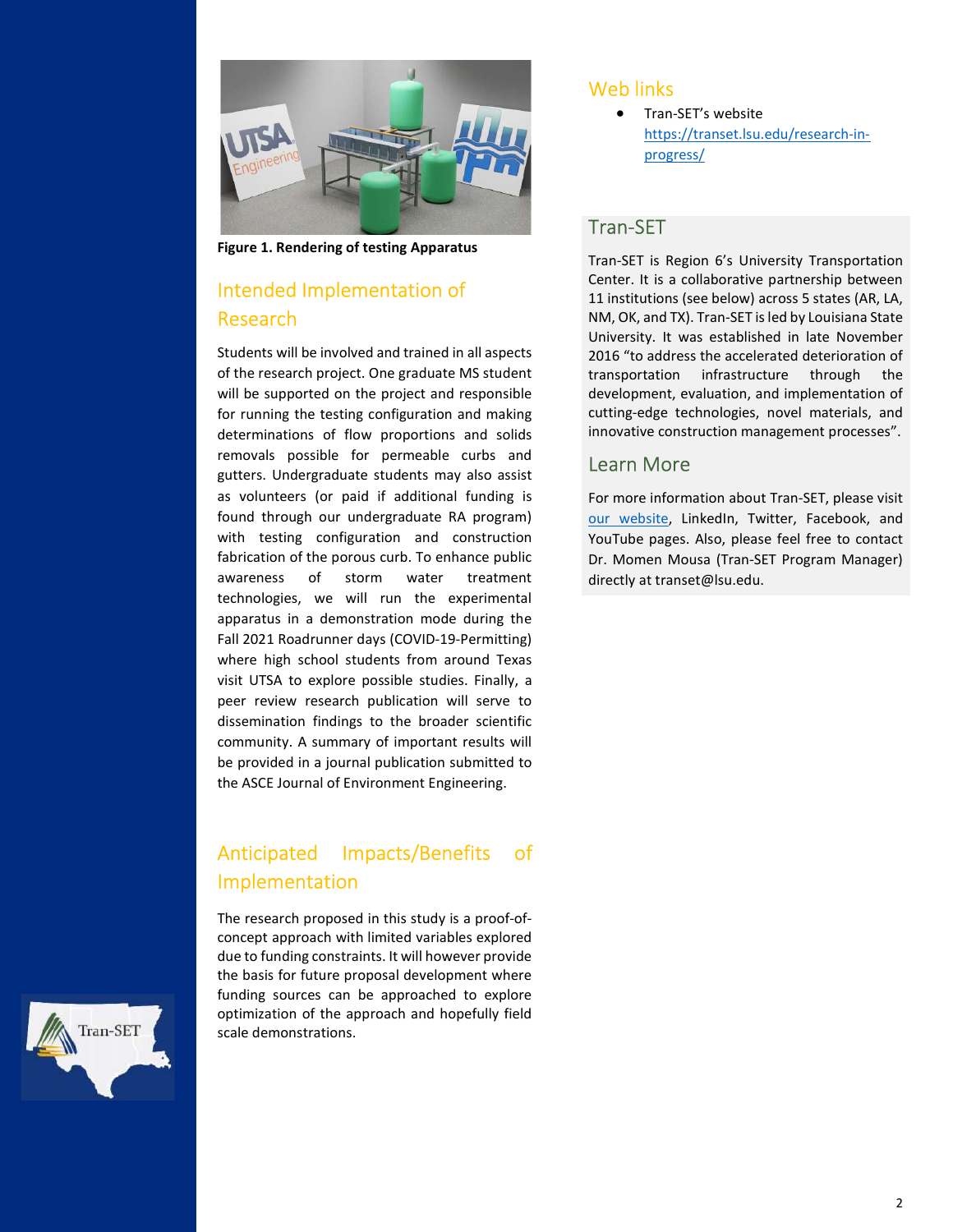Figure 1. Rendering of testing Apparatus

## Intended Implementation of Research

Students will be involved and trained in all aspects of the research project. One graduate MS student will be supported on the project and responsible for running the testing configuration and making determinations of flow proportions and solids removals possible for permeable curbs and gutters. Undergraduate students may also assist as volunteers (or paid if additional funding is found through our undergraduate RA program) with testing configuration and construction fabrication of the porous curb. To enhance public awareness of storm water treatment technologies, we will run the experimental apparatus in a demonstration mode during the Fall 2021 Roadrunner days (COVID-19-Permitting) where high school students from around Texas visit UTSA to explore possible studies. Finally, a peer review research publication will serve to dissemination findings to the broader scientific community. A summary of important results will be provided in a journal publication submitted to the ASCE Journal of Environment Engineering.

## Anticipated Impacts/Benefits of Implementation

The research proposed in this study is a proof-of-concept approach with limited variables explored due to funding constraints. It will however provide the basis for future proposal development where funding sources can be approached to explore optimization of the approach and hopefully field scale demonstrations.

## Web links

- Tran-SET's website [https://transet.lsu.edu/research-in-progress/](https://transet.lsu.edu/research-in-progress/)

## Tran-SET

Tran-SET is Region 6's University Transportation Center. It is a collaborative partnership between 11 institutions (see below) across 5 states (AR, LA, NM, OK, and TX). Tran-SET is led by Louisiana State University. It was established in late November 2016 "to address the accelerated deterioration of transportation infrastructure through the development, evaluation, and implementation of cutting-edge technologies, novel materials, and innovative construction management processes".

## Learn More

For more information about Tran-SET, please visit our website, LinkedIn, Twitter, Facebook, and YouTube pages. Also, please feel free to contact Dr. Momen Mousa (Tran-SET Program Manager) directly at transet@lsu.edu.